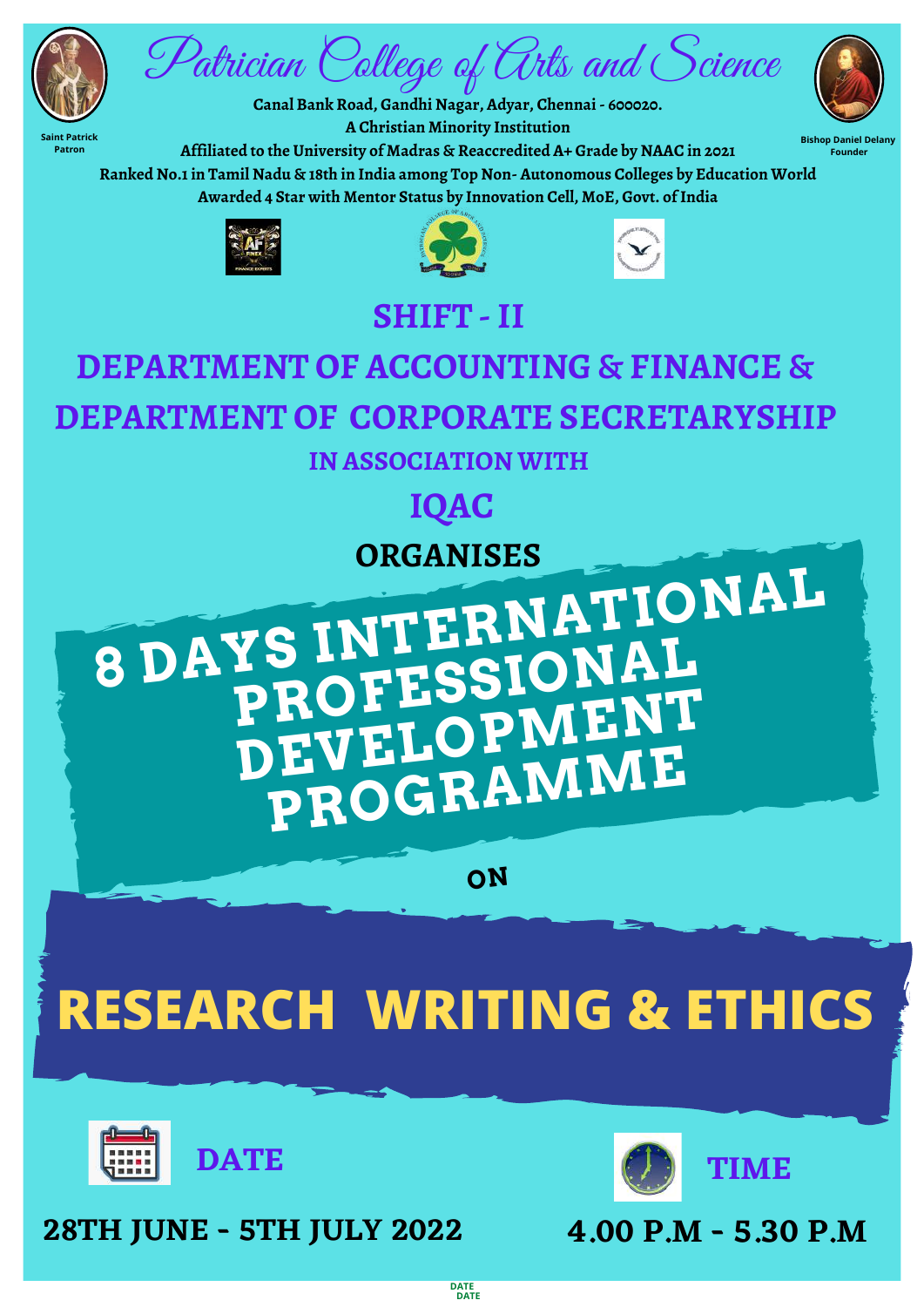# Patrician College of Arts and Science

Saint Patrick
Patron

Bishop Daniel Delany
Founder

**Canal Bank Road, Gandhi Nagar, Adyar, Chennai - 600020.**
**A Christian Minority Institution**
**Affiliated to the University of Madras & Reaccredited A+ Grade by NAAC in 2021**
**Ranked No.1 in Tamil Nadu & 18th in India among Top Non- Autonomous Colleges by Education World**
**Awarded 4 Star with Mentor Status by Innovation Cell, MoE, Govt. of India**

## SHIFT - II

## DEPARTMENT OF ACCOUNTING & FINANCE & DEPARTMENT OF CORPORATE SECRETARYSHIP

### IN ASSOCIATION WITH

## IQAC

### ORGANISES

# 8 DAYS INTERNATIONAL PROFESSIONAL DEVELOPMENT PROGRAMME

ON

# RESEARCH WRITING & ETHICS

**DATE**

**28TH JUNE - 5TH JULY 2022**

**TIME**

**4.00 P.M - 5.30 P.M**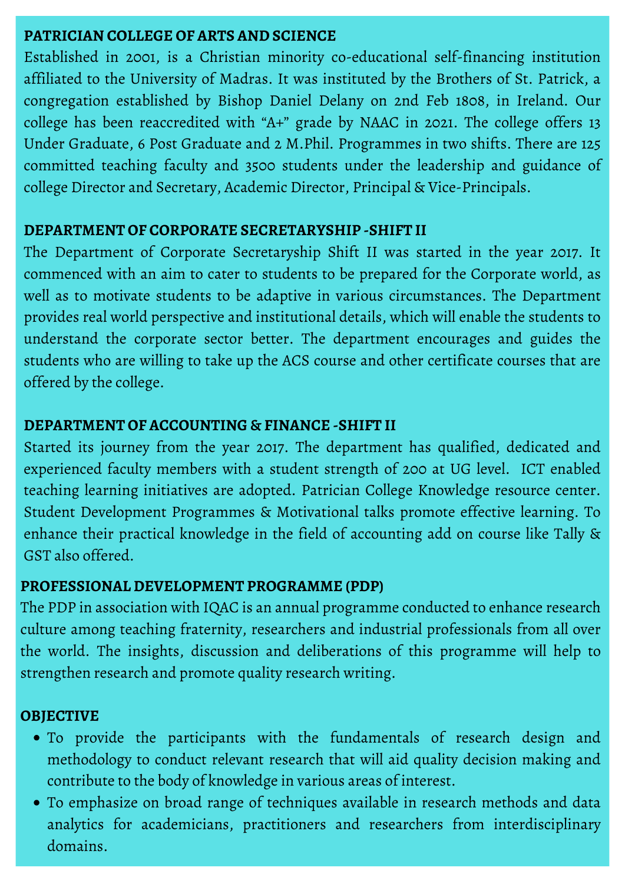## PATRICIAN COLLEGE OF ARTS AND SCIENCE

Established in 2001, is a Christian minority co-educational self-financing institution affiliated to the University of Madras. It was instituted by the Brothers of St. Patrick, a congregation established by Bishop Daniel Delany on 2nd Feb 1808, in Ireland. Our college has been reaccredited with "A+" grade by NAAC in 2021. The college offers 13 Under Graduate, 6 Post Graduate and 2 M.Phil. Programmes in two shifts. There are 125 committed teaching faculty and 3500 students under the leadership and guidance of college Director and Secretary, Academic Director, Principal & Vice-Principals.

## DEPARTMENT OF CORPORATE SECRETARYSHIP -SHIFT II

The Department of Corporate Secretaryship Shift II was started in the year 2017. It commenced with an aim to cater to students to be prepared for the Corporate world, as well as to motivate students to be adaptive in various circumstances. The Department provides real world perspective and institutional details, which will enable the students to understand the corporate sector better. The department encourages and guides the students who are willing to take up the ACS course and other certificate courses that are offered by the college.

## DEPARTMENT OF ACCOUNTING & FINANCE -SHIFT II

Started its journey from the year 2017. The department has qualified, dedicated and experienced faculty members with a student strength of 200 at UG level. ICT enabled teaching learning initiatives are adopted. Patrician College Knowledge resource center. Student Development Programmes & Motivational talks promote effective learning. To enhance their practical knowledge in the field of accounting add on course like Tally & GST also offered.

## PROFESSIONAL DEVELOPMENT PROGRAMME (PDP)

The PDP in association with IQAC is an annual programme conducted to enhance research culture among teaching fraternity, researchers and industrial professionals from all over the world. The insights, discussion and deliberations of this programme will help to strengthen research and promote quality research writing.

## OBJECTIVE

- To provide the participants with the fundamentals of research design and methodology to conduct relevant research that will aid quality decision making and contribute to the body of knowledge in various areas of interest.
- To emphasize on broad range of techniques available in research methods and data analytics for academicians, practitioners and researchers from interdisciplinary domains.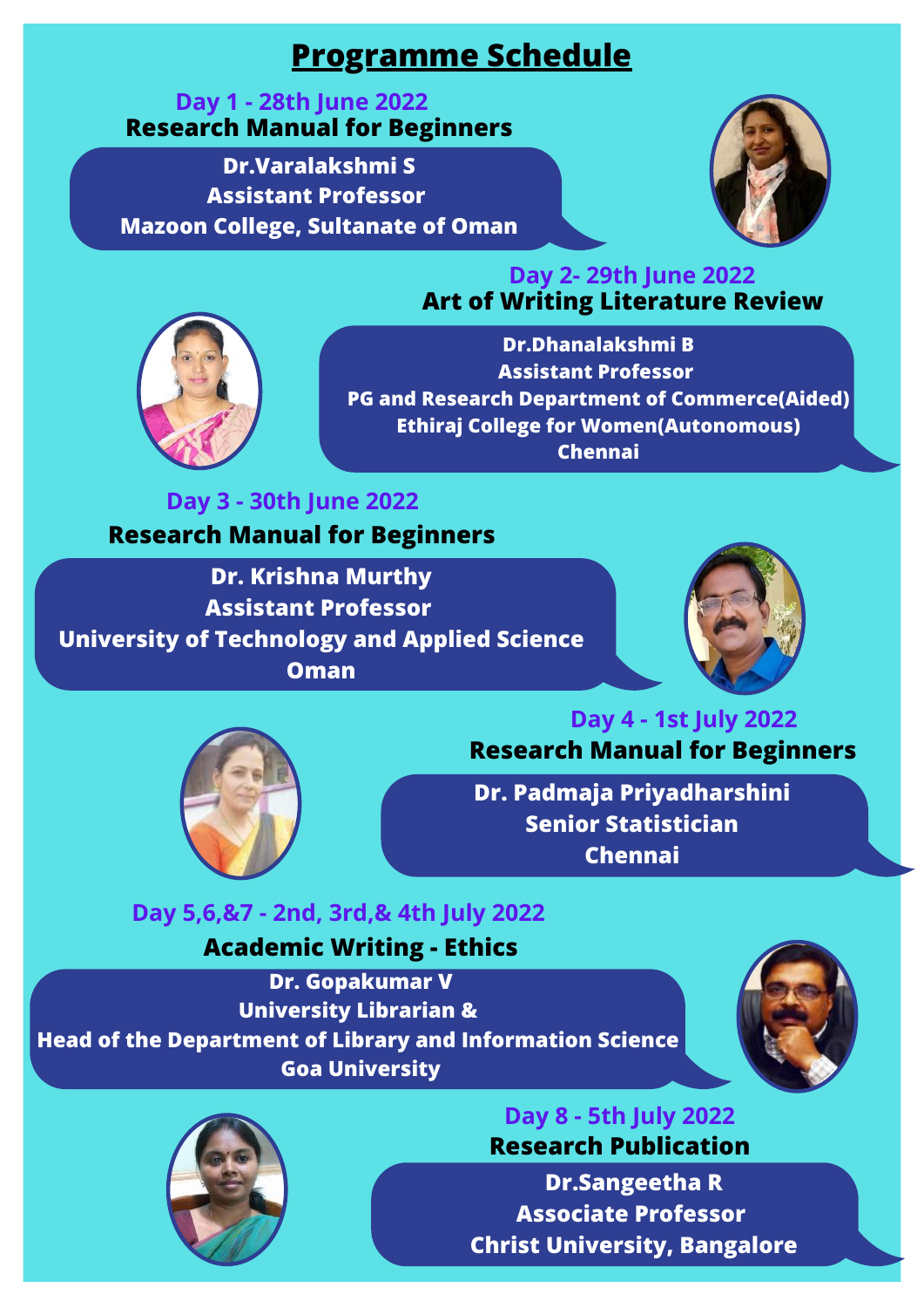# Programme Schedule

**Day 1 - 28th June 2022**

**Research Manual for Beginners**

**Dr.Varalakshmi S**
**Assistant Professor**
**Mazoon College, Sultanate of Oman**

**Day 2- 29th June 2022**

**Art of Writing Literature Review**

**Dr.Dhanalakshmi B**
**Assistant Professor**
**PG and Research Department of Commerce(Aided)**
**Ethiraj College for Women(Autonomous)**
**Chennai**

**Day 3 - 30th June 2022**

**Research Manual for Beginners**

**Dr. Krishna Murthy**
**Assistant Professor**
**University of Technology and Applied Science**
**Oman**

**Day 4 - 1st July 2022**

**Research Manual for Beginners**

**Dr. Padmaja Priyadharshini**
**Senior Statistician**
**Chennai**

**Day 5,6,&7 - 2nd, 3rd,& 4th July 2022**

**Academic Writing - Ethics**

**Dr. Gopakumar V**
**University Librarian &**
**Head of the Department of Library and Information Science**
**Goa University**

**Day 8 - 5th July 2022**

**Research Publication**

**Dr.Sangeetha R**
**Associate Professor**
**Christ University, Bangalore**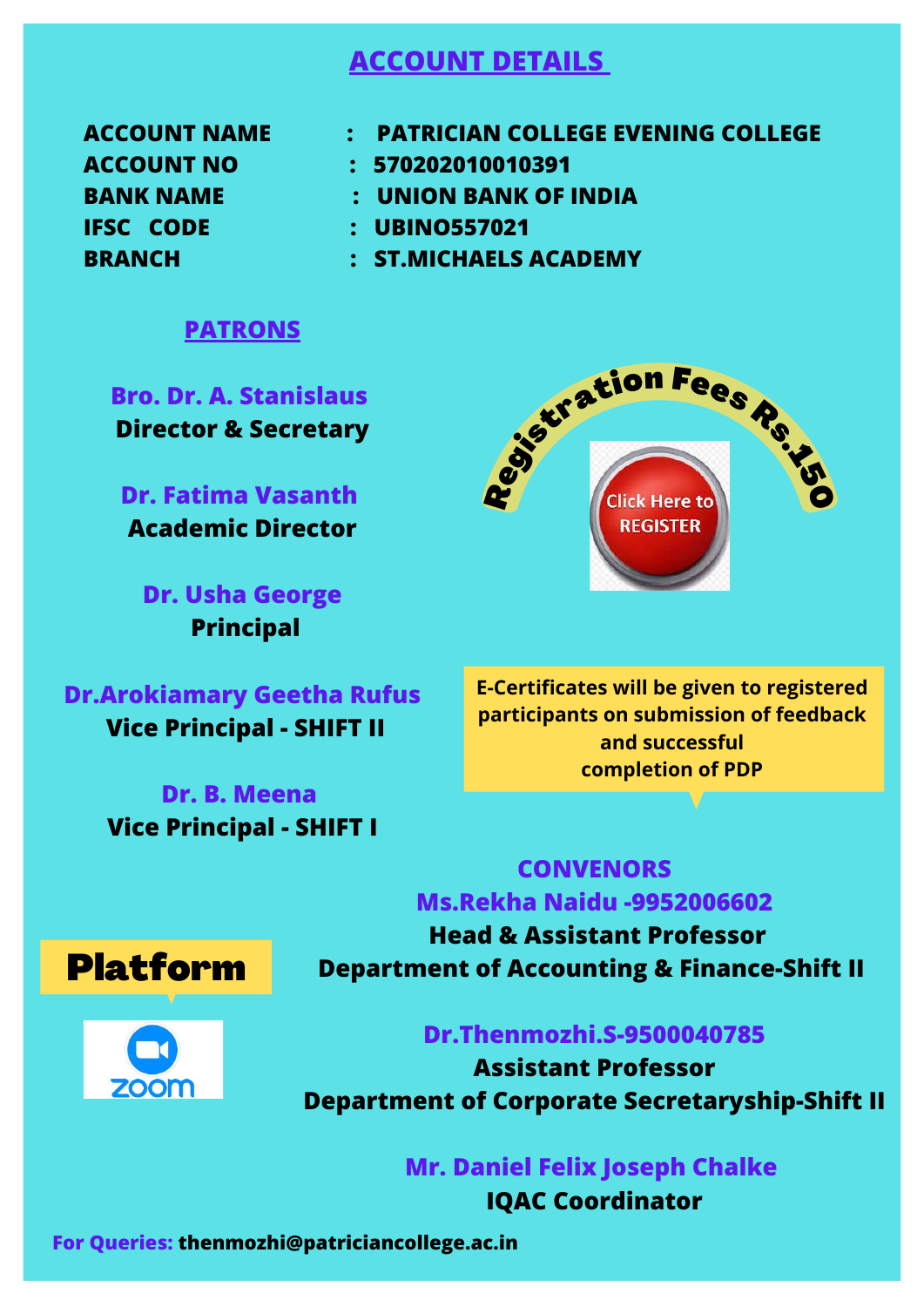## ACCOUNT DETAILS

| | | |
|---|---|---|
| ACCOUNT NAME | : | PATRICIAN COLLEGE EVENING COLLEGE |
| ACCOUNT NO | : | 570202010010391 |
| BANK NAME | : | UNION BANK OF INDIA |
| IFSC CODE | : | UBIN0557021 |
| BRANCH | : | ST.MICHAELS ACADEMY |

## PATRONS

**Bro. Dr. A. Stanislaus**
**Director & Secretary**

**Dr. Fatima Vasanth**
**Academic Director**

**Dr. Usha George**
**Principal**

**Dr.Arokiamary Geetha Rufus**
**Vice Principal - SHIFT II**

**Dr. B. Meena**
**Vice Principal - SHIFT I**

**Registration Fees Rs.150**

Click Here to REGISTER

**E-Certificates will be given to registered participants on submission of feedback and successful completion of PDP**

## CONVENORS

**Ms.Rekha Naidu -9952006602**
**Head & Assistant Professor**
**Department of Accounting & Finance-Shift II**

**Dr.Thenmozhi.S-9500040785**
**Assistant Professor**
**Department of Corporate Secretaryship-Shift II**

**Mr. Daniel Felix Joseph Chalke**
**IQAC Coordinator**

**Platform**

zoom

**For Queries:** thenmozhi@patriciancollege.ac.in